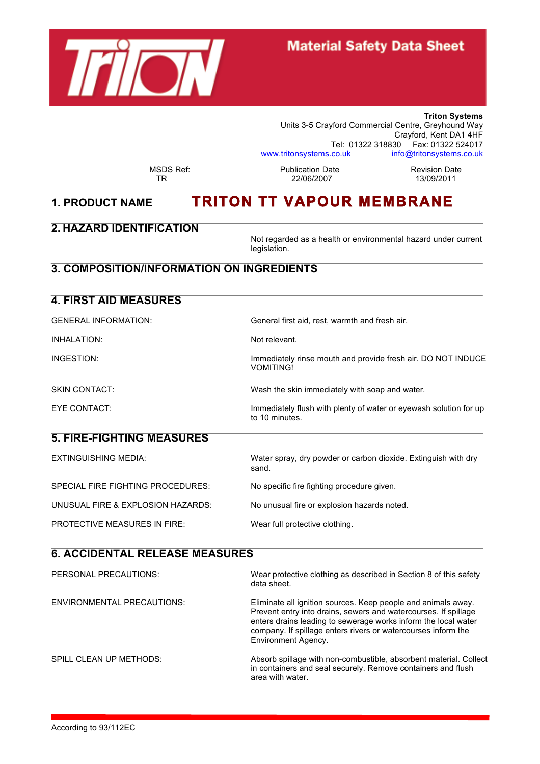# Material Safety Data Sheet

**Triton Systems**
Units 3-5 Crayford Commercial Centre, Greyhound Way
Crayford, Kent DA1 4HF
Tel: 01322 318830 Fax: 01322 524017
www.tritonsystems.co.uk info@tritonsystems.co.uk

| MSDS Ref: | Publication Date | Revision Date |
|---|---|---|
| TR | 22/06/2007 | 13/09/2011 |

## 1. PRODUCT NAME

**TRITON TT VAPOUR MEMBRANE**

## 2. HAZARD IDENTIFICATION

Not regarded as a health or environmental hazard under current legislation.

## 3. COMPOSITION/INFORMATION ON INGREDIENTS

## 4. FIRST AID MEASURES

| | |
|---|---|
| GENERAL INFORMATION: | General first aid, rest, warmth and fresh air. |
| INHALATION: | Not relevant. |
| INGESTION: | Immediately rinse mouth and provide fresh air. DO NOT INDUCE VOMITING! |
| SKIN CONTACT: | Wash the skin immediately with soap and water. |
| EYE CONTACT: | Immediately flush with plenty of water or eyewash solution for up to 10 minutes. |

## 5. FIRE-FIGHTING MEASURES

| | |
|---|---|
| EXTINGUISHING MEDIA: | Water spray, dry powder or carbon dioxide. Extinguish with dry sand. |
| SPECIAL FIRE FIGHTING PROCEDURES: | No specific fire fighting procedure given. |
| UNUSUAL FIRE & EXPLOSION HAZARDS: | No unusual fire or explosion hazards noted. |
| PROTECTIVE MEASURES IN FIRE: | Wear full protective clothing. |

## 6. ACCIDENTAL RELEASE MEASURES

| | |
|---|---|
| PERSONAL PRECAUTIONS: | Wear protective clothing as described in Section 8 of this safety data sheet. |
| ENVIRONMENTAL PRECAUTIONS: | Eliminate all ignition sources. Keep people and animals away. Prevent entry into drains, sewers and watercourses. If spillage enters drains leading to sewerage works inform the local water company. If spillage enters rivers or watercourses inform the Environment Agency. |
| SPILL CLEAN UP METHODS: | Absorb spillage with non-combustible, absorbent material. Collect in containers and seal securely. Remove containers and flush area with water. |

According to 93/112EC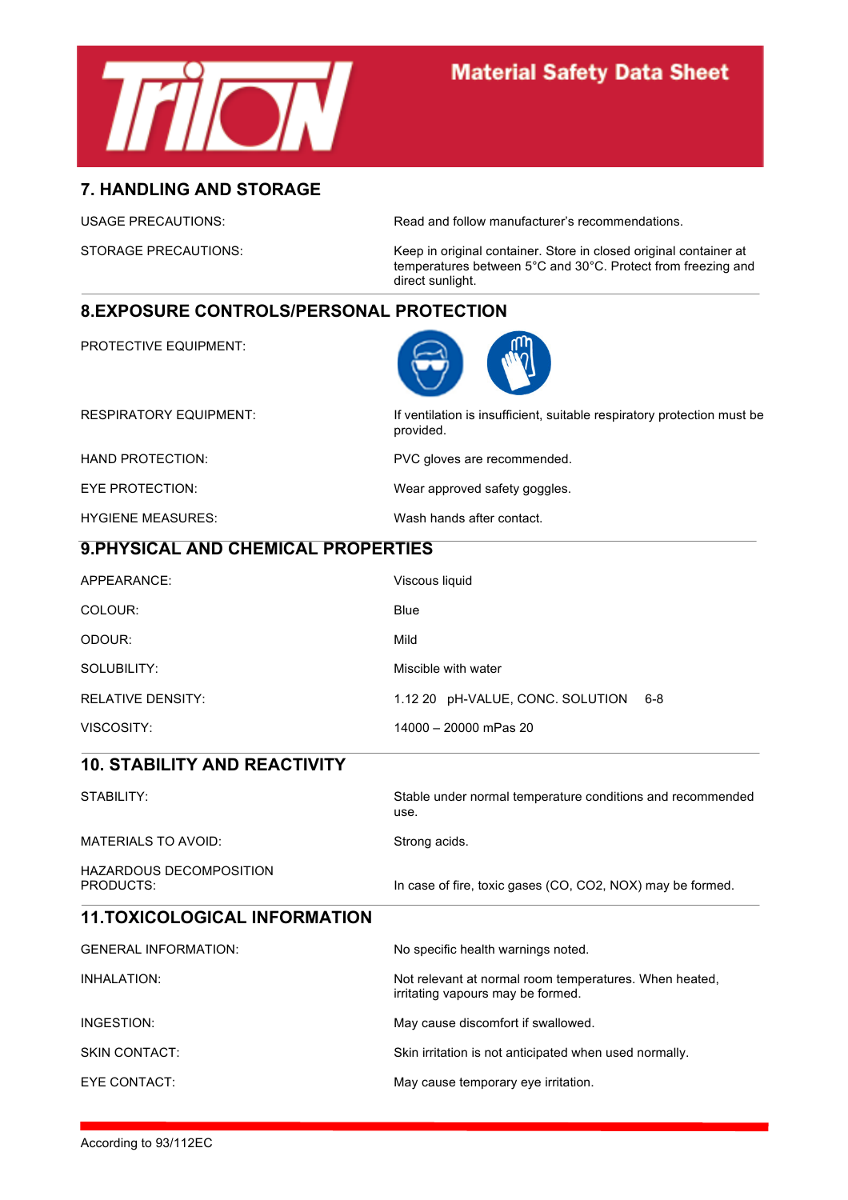## 7. HANDLING AND STORAGE

| | |
|---|---|
| USAGE PRECAUTIONS: | Read and follow manufacturer's recommendations. |
| STORAGE PRECAUTIONS: | Keep in original container. Store in closed original container at temperatures between 5°C and 30°C. Protect from freezing and direct sunlight. |

## 8.EXPOSURE CONTROLS/PERSONAL PROTECTION

| | |
|---|---|
| PROTECTIVE EQUIPMENT: | |
| RESPIRATORY EQUIPMENT: | If ventilation is insufficient, suitable respiratory protection must be provided. |
| HAND PROTECTION: | PVC gloves are recommended. |
| EYE PROTECTION: | Wear approved safety goggles. |
| HYGIENE MEASURES: | Wash hands after contact. |

## 9.PHYSICAL AND CHEMICAL PROPERTIES

| | |
|---|---|
| APPEARANCE: | Viscous liquid |
| COLOUR: | Blue |
| ODOUR: | Mild |
| SOLUBILITY: | Miscible with water |
| RELATIVE DENSITY: | 1.12 20 pH-VALUE, CONC. SOLUTION 6-8 |
| VISCOSITY: | 14000 – 20000 mPas 20 |

## 10. STABILITY AND REACTIVITY

| | |
|---|---|
| STABILITY: | Stable under normal temperature conditions and recommended use. |
| MATERIALS TO AVOID: | Strong acids. |
| HAZARDOUS DECOMPOSITION PRODUCTS: | In case of fire, toxic gases (CO, CO2, NOX) may be formed. |

## 11.TOXICOLOGICAL INFORMATION

| | |
|---|---|
| GENERAL INFORMATION: | No specific health warnings noted. |
| INHALATION: | Not relevant at normal room temperatures. When heated, irritating vapours may be formed. |
| INGESTION: | May cause discomfort if swallowed. |
| SKIN CONTACT: | Skin irritation is not anticipated when used normally. |
| EYE CONTACT: | May cause temporary eye irritation. |

According to 93/112EC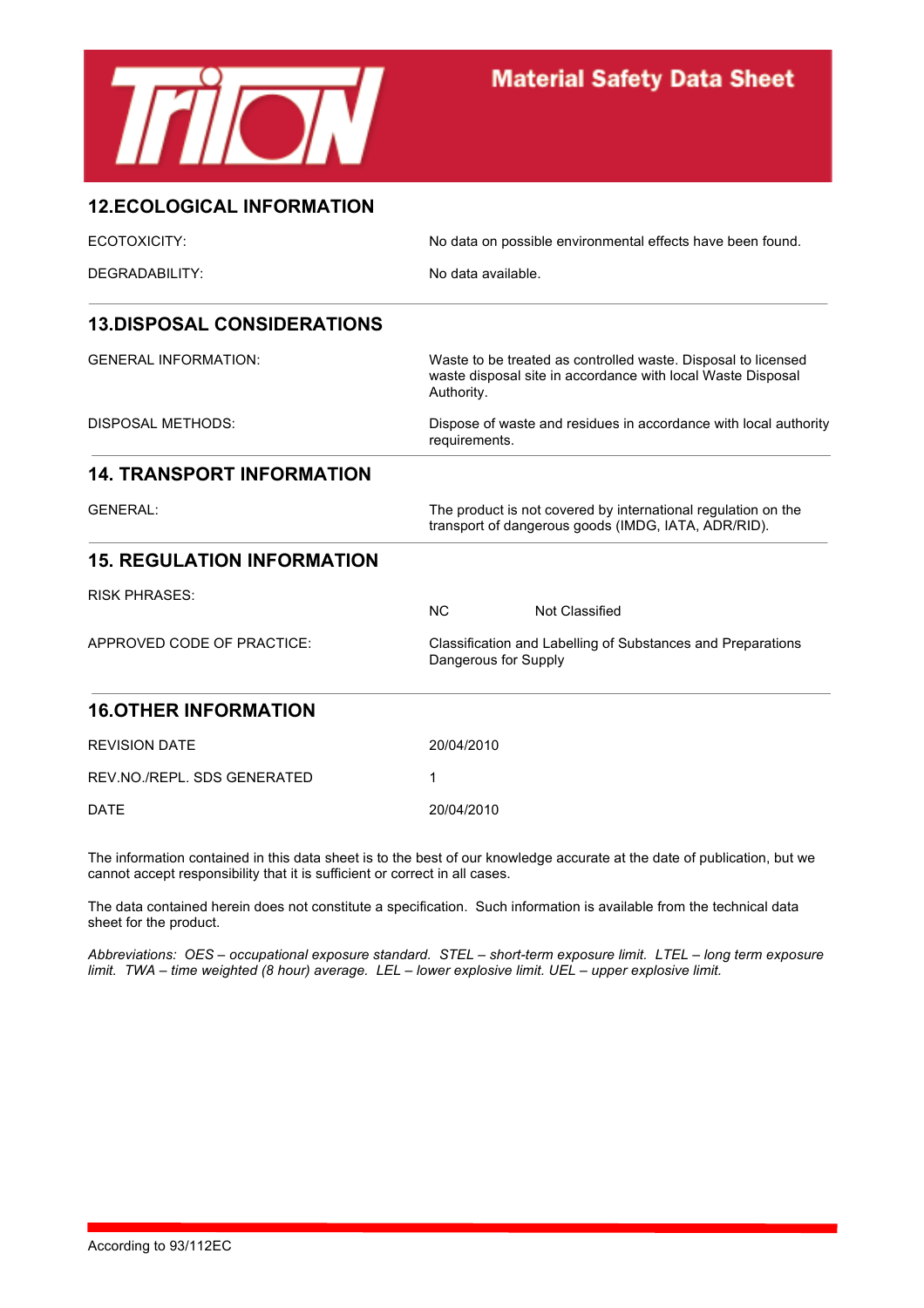## 12.ECOLOGICAL INFORMATION

| | |
|---|---|
| ECOTOXICITY: | No data on possible environmental effects have been found. |
| DEGRADABILITY: | No data available. |

## 13.DISPOSAL CONSIDERATIONS

| | |
|---|---|
| GENERAL INFORMATION: | Waste to be treated as controlled waste. Disposal to licensed waste disposal site in accordance with local Waste Disposal Authority. |
| DISPOSAL METHODS: | Dispose of waste and residues in accordance with local authority requirements. |

## 14. TRANSPORT INFORMATION

| | |
|---|---|
| GENERAL: | The product is not covered by international regulation on the transport of dangerous goods (IMDG, IATA, ADR/RID). |

## 15. REGULATION INFORMATION

| | | |
|---|---|---|
| RISK PHRASES: | NC | Not Classified |
| APPROVED CODE OF PRACTICE: | Classification and Labelling of Substances and Preparations Dangerous for Supply | |

## 16.OTHER INFORMATION

| | |
|---|---|
| REVISION DATE | 20/04/2010 |
| REV.NO./REPL. SDS GENERATED | 1 |
| DATE | 20/04/2010 |

The information contained in this data sheet is to the best of our knowledge accurate at the date of publication, but we cannot accept responsibility that it is sufficient or correct in all cases.

The data contained herein does not constitute a specification. Such information is available from the technical data sheet for the product.

*Abbreviations: OES – occupational exposure standard. STEL – short-term exposure limit. LTEL – long term exposure limit. TWA – time weighted (8 hour) average. LEL – lower explosive limit. UEL – upper explosive limit.*